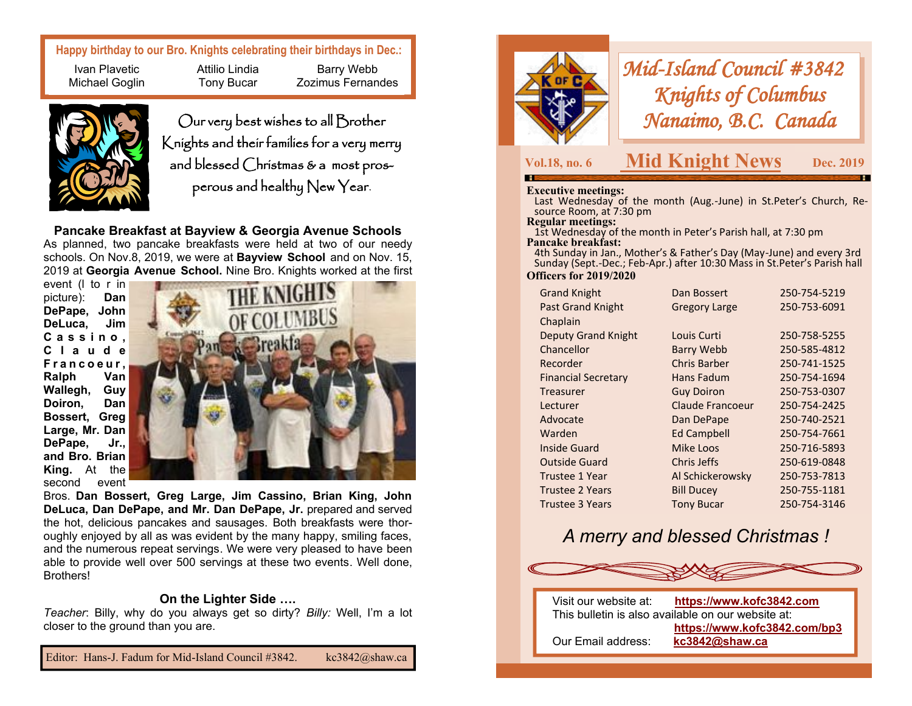**Happy birthday to our Bro. Knights celebrating their birthdays in Dec.:**

| | | |
|---|---|---|
| Ivan Plavetic | Attilio Lindia | Barry Webb |
| Michael Goglin | Tony Bucar | Zozimus Fernandes |

Our very best wishes to all Brother Knights and their families for a very merry and blessed Christmas & a most prosperous and healthy New Year.

### Pancake Breakfast at Bayview & Georgia Avenue Schools

As planned, two pancake breakfasts were held at two of our needy schools. On Nov.8, 2019, we were at **Bayview School** and on Nov. 15, 2019 at **Georgia Avenue School.** Nine Bro. Knights worked at the first event (l to r in picture): **Dan DePape, John DeLuca, Jim Cassino, Claude Francoeur, Ralph Van Wallegh, Guy Doiron, Dan Bossert, Greg Large, Mr. Dan DePape, Jr., and Bro. Brian King.** At the second event Bros. **Dan Bossert, Greg Large, Jim Cassino, Brian King, John DeLuca, Dan DePape, and Mr. Dan DePape, Jr.** prepared and served the hot, delicious pancakes and sausages. Both breakfasts were thoroughly enjoyed by all as was evident by the many happy, smiling faces, and the numerous repeat servings. We were very pleased to have been able to provide well over 500 servings at these two events. Well done, Brothers!

### On the Lighter Side ….

*Teacher*: Billy, why do you always get so dirty? *Billy:* Well, I'm a lot closer to the ground than you are.

Editor: Hans-J. Fadum for Mid-Island Council #3842. kc3842@shaw.ca

# *Mid-Island Council #3842 Knights of Columbus Nanaimo, B.C. Canada*

**Vol.18, no. 6** **Mid Knight News** **Dec. 2019**

**Executive meetings:**
Last Wednesday of the month (Aug.-June) in St.Peter's Church, Resource Room, at 7:30 pm

**Regular meetings:**
1st Wednesday of the month in Peter's Parish hall, at 7:30 pm

**Pancake breakfast:**
4th Sunday in Jan., Mother's & Father's Day (May-June) and every 3rd Sunday (Sept.-Dec.; Feb-Apr.) after 10:30 Mass in St.Peter's Parish hall

**Officers for 2019/2020**

| Office | Name | Phone |
|---|---|---|
| Grand Knight | Dan Bossert | 250-754-5219 |
| Past Grand Knight | Gregory Large | 250-753-6091 |
| Chaplain | | |
| Deputy Grand Knight | Louis Curti | 250-758-5255 |
| Chancellor | Barry Webb | 250-585-4812 |
| Recorder | Chris Barber | 250-741-1525 |
| Financial Secretary | Hans Fadum | 250-754-1694 |
| Treasurer | Guy Doiron | 250-753-0307 |
| Lecturer | Claude Francoeur | 250-754-2425 |
| Advocate | Dan DePape | 250-740-2521 |
| Warden | Ed Campbell | 250-754-7661 |
| Inside Guard | Mike Loos | 250-716-5893 |
| Outside Guard | Chris Jeffs | 250-619-0848 |
| Trustee 1 Year | Al Schickerowsky | 250-753-7813 |
| Trustee 2 Years | Bill Ducey | 250-755-1181 |
| Trustee 3 Years | Tony Bucar | 250-754-3146 |

*A merry and blessed Christmas !*

Visit our website at: **https://www.kofc3842.com**
This bulletin is also available on our website at: **https://www.kofc3842.com/bp3**
Our Email address: **kc3842@shaw.ca**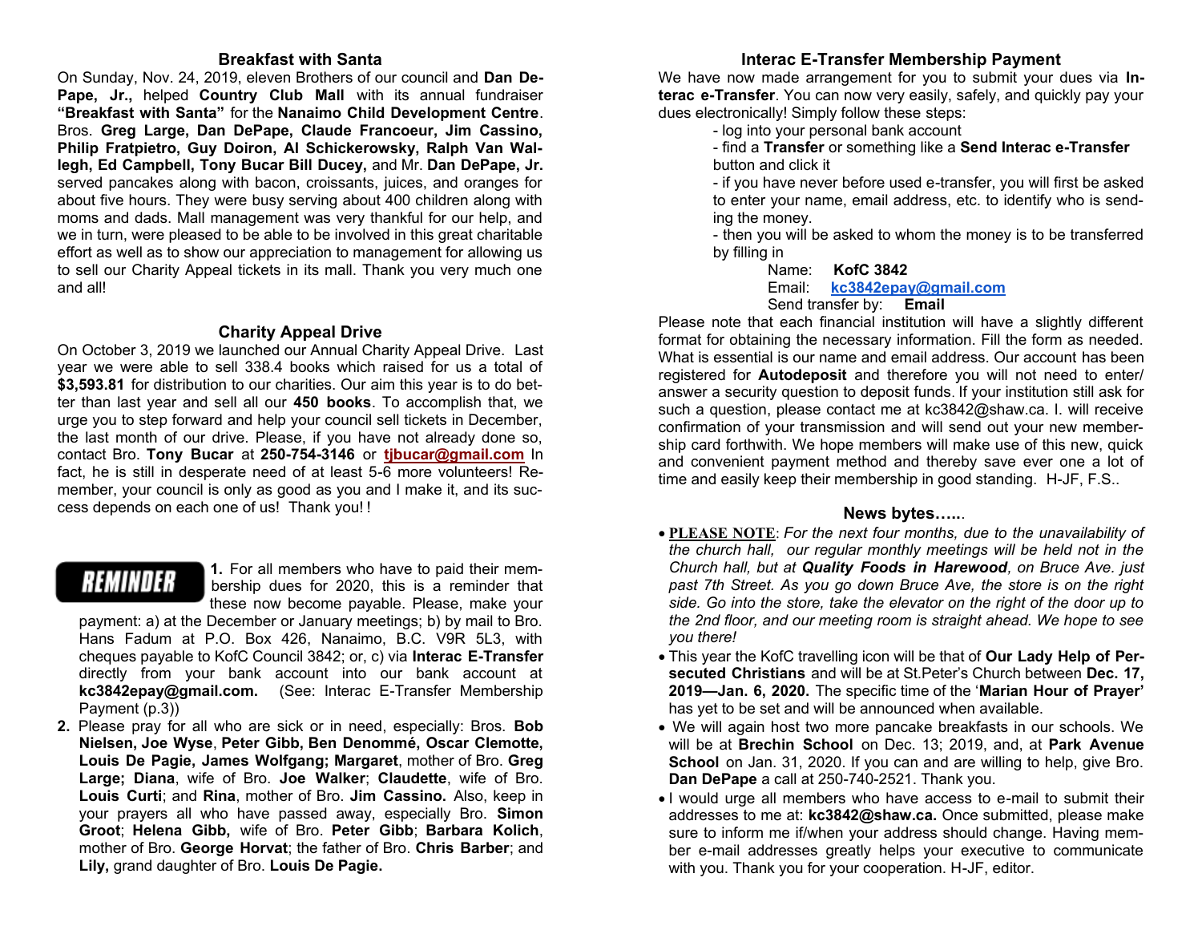## Breakfast with Santa

On Sunday, Nov. 24, 2019, eleven Brothers of our council and **Dan DePape, Jr.,** helped **Country Club Mall** with its annual fundraiser **"Breakfast with Santa"** for the **Nanaimo Child Development Centre**. Bros. **Greg Large, Dan DePape, Claude Francoeur, Jim Cassino, Philip Fratpietro, Guy Doiron, Al Schickerowsky, Ralph Van Wallegh, Ed Campbell, Tony Bucar Bill Ducey,** and Mr. **Dan DePape, Jr.** served pancakes along with bacon, croissants, juices, and oranges for about five hours. They were busy serving about 400 children along with moms and dads. Mall management was very thankful for our help, and we in turn, were pleased to be able to be involved in this great charitable effort as well as to show our appreciation to management for allowing us to sell our Charity Appeal tickets in its mall. Thank you very much one and all!

## Charity Appeal Drive

On October 3, 2019 we launched our Annual Charity Appeal Drive. Last year we were able to sell 338.4 books which raised for us a total of **$3,593.81** for distribution to our charities. Our aim this year is to do better than last year and sell all our **450 books**. To accomplish that, we urge you to step forward and help your council sell tickets in December, the last month of our drive. Please, if you have not already done so, contact Bro. **Tony Bucar** at **250-754-3146** or **tjbucar@gmail.com** In fact, he is still in desperate need of at least 5-6 more volunteers! Remember, your council is only as good as you and I make it, and its success depends on each one of us! Thank you!!

**REMINDER**

1. For all members who have to paid their membership dues for 2020, this is a reminder that these now become payable. Please, make your payment: a) at the December or January meetings; b) by mail to Bro. Hans Fadum at P.O. Box 426, Nanaimo, B.C. V9R 5L3, with cheques payable to KofC Council 3842; or, c) via **Interac E-Transfer** directly from your bank account into our bank account at **kc3842epay@gmail.com.** (See: Interac E-Transfer Membership Payment (p.3))
2. Please pray for all who are sick or in need, especially: Bros. **Bob Nielsen, Joe Wyse**, **Peter Gibb, Ben Denommé, Oscar Clemotte, Louis De Pagie, James Wolfgang; Margaret**, mother of Bro. **Greg Large; Diana**, wife of Bro. **Joe Walker**; **Claudette**, wife of Bro. **Louis Curti**; and **Rina**, mother of Bro. **Jim Cassino.** Also, keep in your prayers all who have passed away, especially Bro. **Simon Groot**; **Helena Gibb,** wife of Bro. **Peter Gibb**; **Barbara Kolich**, mother of Bro. **George Horvat**; the father of Bro. **Chris Barber**; and **Lily,** grand daughter of Bro. **Louis De Pagie.**

## Interac E-Transfer Membership Payment

We have now made arrangement for you to submit your dues via **Interac e-Transfer**. You can now very easily, safely, and quickly pay your dues electronically! Simply follow these steps:

- log into your personal bank account
- find a **Transfer** or something like a **Send Interac e-Transfer** button and click it
- if you have never before used e-transfer, you will first be asked to enter your name, email address, etc. to identify who is sending the money.
- then you will be asked to whom the money is to be transferred by filling in

Name: **KofC 3842**
Email: **kc3842epay@gmail.com**
Send transfer by: **Email**

Please note that each financial institution will have a slightly different format for obtaining the necessary information. Fill the form as needed. What is essential is our name and email address. Our account has been registered for **Autodeposit** and therefore you will not need to enter/answer a security question to deposit funds. If your institution still ask for such a question, please contact me at kc3842@shaw.ca. I. will receive confirmation of your transmission and will send out your new membership card forthwith. We hope members will make use of this new, quick and convenient payment method and thereby save ever one a lot of time and easily keep their membership in good standing. H-JF, F.S..

## News bytes…..

- **PLEASE NOTE**: *For the next four months, due to the unavailability of the church hall, our regular monthly meetings will be held not in the Church hall, but at **Quality Foods in Harewood**, on Bruce Ave. just past 7th Street. As you go down Bruce Ave, the store is on the right side. Go into the store, take the elevator on the right of the door up to the 2nd floor, and our meeting room is straight ahead. We hope to see you there!*
- This year the KofC travelling icon will be that of **Our Lady Help of Persecuted Christians** and will be at St.Peter's Church between **Dec. 17, 2019—Jan. 6, 2020.** The specific time of the '**Marian Hour of Prayer'** has yet to be set and will be announced when available.
- We will again host two more pancake breakfasts in our schools. We will be at **Brechin School** on Dec. 13; 2019, and, at **Park Avenue School** on Jan. 31, 2020. If you can and are willing to help, give Bro. **Dan DePape** a call at 250-740-2521. Thank you.
- I would urge all members who have access to e-mail to submit their addresses to me at: **kc3842@shaw.ca.** Once submitted, please make sure to inform me if/when your address should change. Having member e-mail addresses greatly helps your executive to communicate with you. Thank you for your cooperation. H-JF, editor.